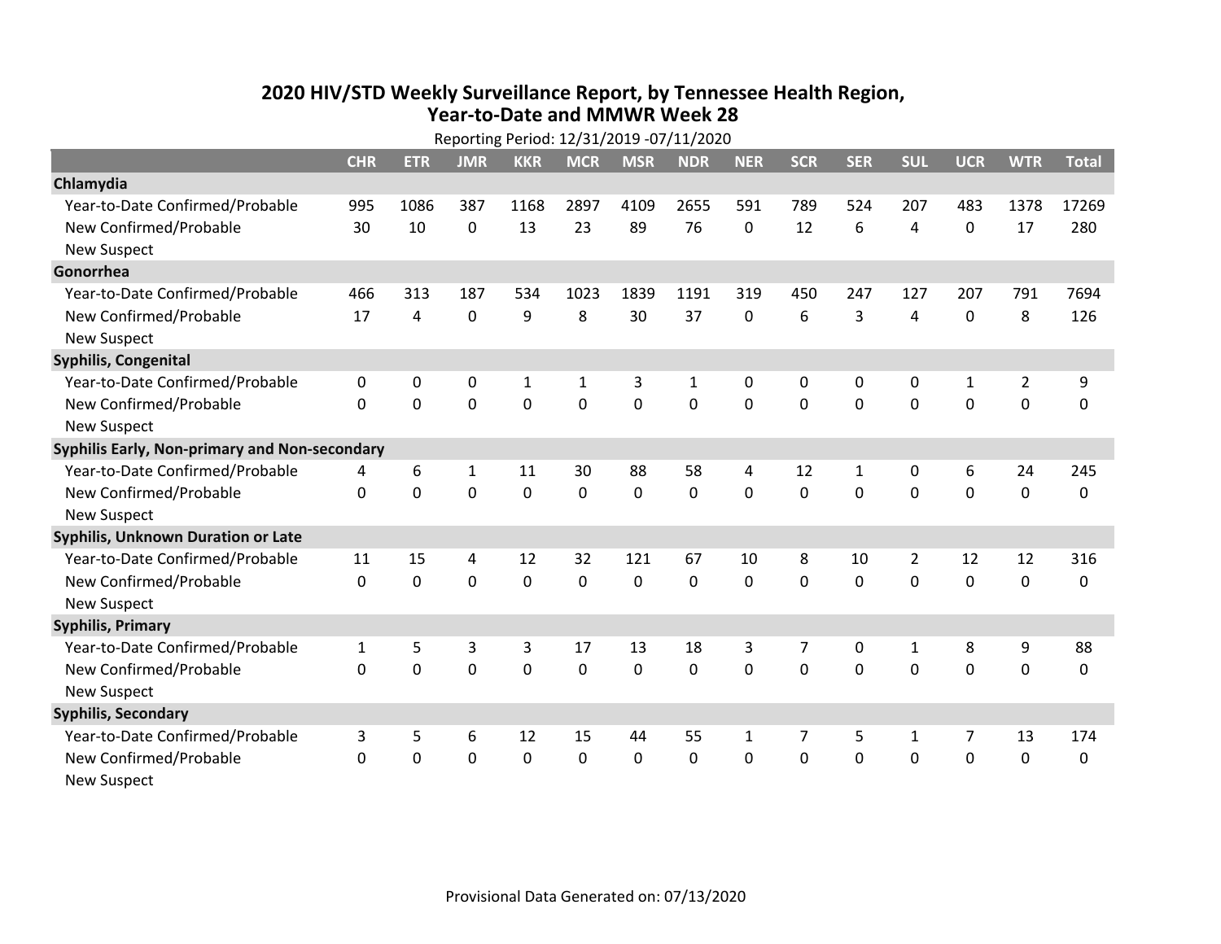# 2020 HIV/STD Weekly Surveillance Report, by Tennessee Health Region, Year-to-Date and MMWR Week 28

Reporting Period: 12/31/2019 -07/11/2020

| | CHR | ETR | JMR | KKR | MCR | MSR | NDR | NER | SCR | SER | SUL | UCR | WTR | Total |
|---|---|---|---|---|---|---|---|---|---|---|---|---|---|---|
| **Chlamydia** | | | | | | | | | | | | | | |
| Year-to-Date Confirmed/Probable | 995 | 1086 | 387 | 1168 | 2897 | 4109 | 2655 | 591 | 789 | 524 | 207 | 483 | 1378 | 17269 |
| New Confirmed/Probable | 30 | 10 | 0 | 13 | 23 | 89 | 76 | 0 | 12 | 6 | 4 | 0 | 17 | 280 |
| New Suspect | | | | | | | | | | | | | | |
| **Gonorrhea** | | | | | | | | | | | | | | |
| Year-to-Date Confirmed/Probable | 466 | 313 | 187 | 534 | 1023 | 1839 | 1191 | 319 | 450 | 247 | 127 | 207 | 791 | 7694 |
| New Confirmed/Probable | 17 | 4 | 0 | 9 | 8 | 30 | 37 | 0 | 6 | 3 | 4 | 0 | 8 | 126 |
| New Suspect | | | | | | | | | | | | | | |
| **Syphilis, Congenital** | | | | | | | | | | | | | | |
| Year-to-Date Confirmed/Probable | 0 | 0 | 0 | 1 | 1 | 3 | 1 | 0 | 0 | 0 | 0 | 1 | 2 | 9 |
| New Confirmed/Probable | 0 | 0 | 0 | 0 | 0 | 0 | 0 | 0 | 0 | 0 | 0 | 0 | 0 | 0 |
| New Suspect | | | | | | | | | | | | | | |
| **Syphilis Early, Non-primary and Non-secondary** | | | | | | | | | | | | | | |
| Year-to-Date Confirmed/Probable | 4 | 6 | 1 | 11 | 30 | 88 | 58 | 4 | 12 | 1 | 0 | 6 | 24 | 245 |
| New Confirmed/Probable | 0 | 0 | 0 | 0 | 0 | 0 | 0 | 0 | 0 | 0 | 0 | 0 | 0 | 0 |
| New Suspect | | | | | | | | | | | | | | |
| **Syphilis, Unknown Duration or Late** | | | | | | | | | | | | | | |
| Year-to-Date Confirmed/Probable | 11 | 15 | 4 | 12 | 32 | 121 | 67 | 10 | 8 | 10 | 2 | 12 | 12 | 316 |
| New Confirmed/Probable | 0 | 0 | 0 | 0 | 0 | 0 | 0 | 0 | 0 | 0 | 0 | 0 | 0 | 0 |
| New Suspect | | | | | | | | | | | | | | |
| **Syphilis, Primary** | | | | | | | | | | | | | | |
| Year-to-Date Confirmed/Probable | 1 | 5 | 3 | 3 | 17 | 13 | 18 | 3 | 7 | 0 | 1 | 8 | 9 | 88 |
| New Confirmed/Probable | 0 | 0 | 0 | 0 | 0 | 0 | 0 | 0 | 0 | 0 | 0 | 0 | 0 | 0 |
| New Suspect | | | | | | | | | | | | | | |
| **Syphilis, Secondary** | | | | | | | | | | | | | | |
| Year-to-Date Confirmed/Probable | 3 | 5 | 6 | 12 | 15 | 44 | 55 | 1 | 7 | 5 | 1 | 7 | 13 | 174 |
| New Confirmed/Probable | 0 | 0 | 0 | 0 | 0 | 0 | 0 | 0 | 0 | 0 | 0 | 0 | 0 | 0 |
| New Suspect | | | | | | | | | | | | | | |

Provisional Data Generated on: 07/13/2020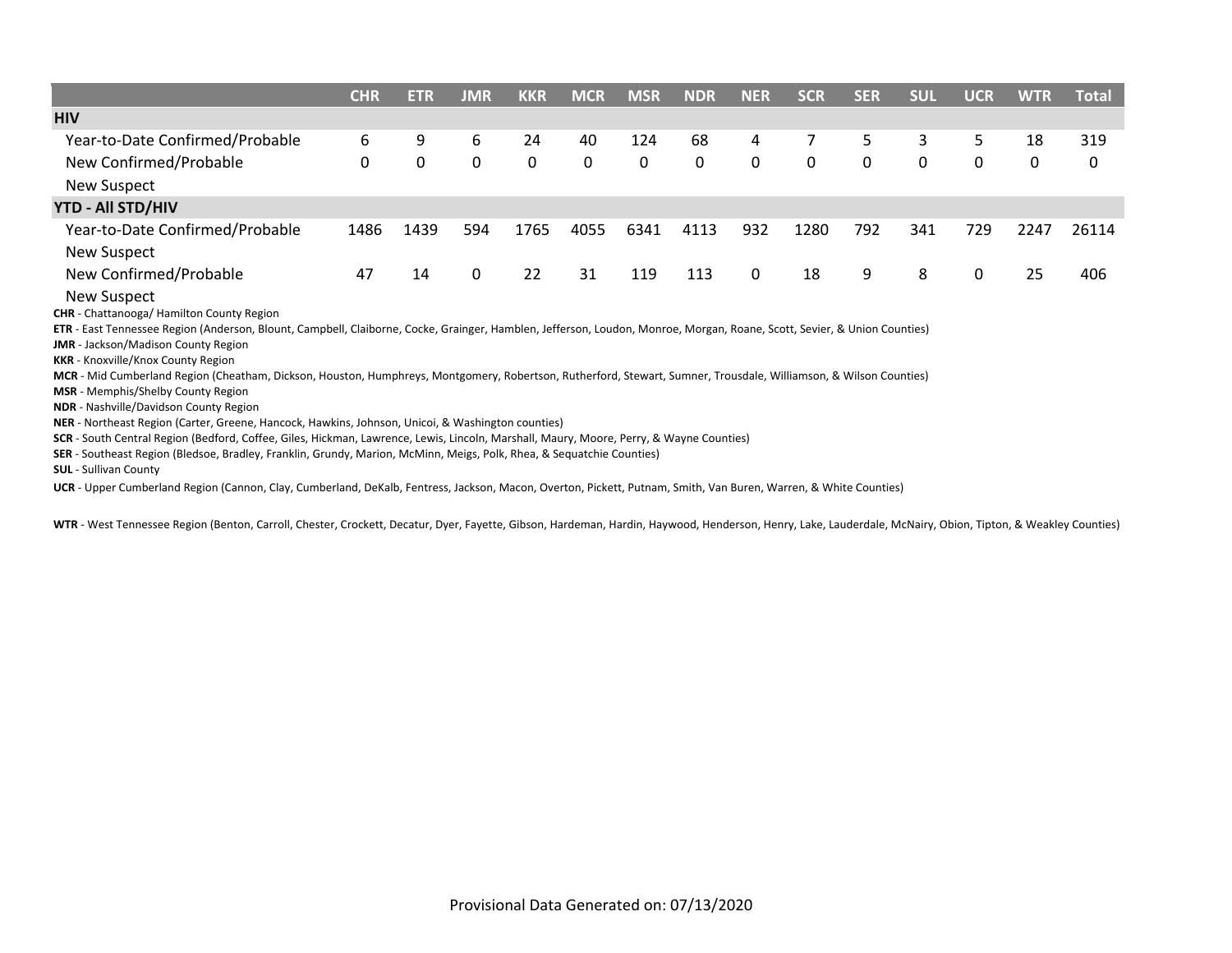| | CHR | ETR | JMR | KKR | MCR | MSR | NDR | NER | SCR | SER | SUL | UCR | WTR | Total |
|---|---|---|---|---|---|---|---|---|---|---|---|---|---|---|
| **HIV** | | | | | | | | | | | | | | |
| Year-to-Date Confirmed/Probable | 6 | 9 | 6 | 24 | 40 | 124 | 68 | 4 | 7 | 5 | 3 | 5 | 18 | 319 |
| New Confirmed/Probable | 0 | 0 | 0 | 0 | 0 | 0 | 0 | 0 | 0 | 0 | 0 | 0 | 0 | 0 |
| New Suspect | | | | | | | | | | | | | | |
| **YTD - All STD/HIV** | | | | | | | | | | | | | | |
| Year-to-Date Confirmed/Probable | 1486 | 1439 | 594 | 1765 | 4055 | 6341 | 4113 | 932 | 1280 | 792 | 341 | 729 | 2247 | 26114 |
| New Suspect | | | | | | | | | | | | | | |
| New Confirmed/Probable | 47 | 14 | 0 | 22 | 31 | 119 | 113 | 0 | 18 | 9 | 8 | 0 | 25 | 406 |
| New Suspect | | | | | | | | | | | | | | |

**CHR** - Chattanooga/ Hamilton County Region

**ETR** - East Tennessee Region (Anderson, Blount, Campbell, Claiborne, Cocke, Grainger, Hamblen, Jefferson, Loudon, Monroe, Morgan, Roane, Scott, Sevier, & Union Counties)

**JMR** - Jackson/Madison County Region

**KKR** - Knoxville/Knox County Region

**MCR** - Mid Cumberland Region (Cheatham, Dickson, Houston, Humphreys, Montgomery, Robertson, Rutherford, Stewart, Sumner, Trousdale, Williamson, & Wilson Counties)

**MSR** - Memphis/Shelby County Region

**NDR** - Nashville/Davidson County Region

**NER** - Northeast Region (Carter, Greene, Hancock, Hawkins, Johnson, Unicoi, & Washington counties)

**SCR** - South Central Region (Bedford, Coffee, Giles, Hickman, Lawrence, Lewis, Lincoln, Marshall, Maury, Moore, Perry, & Wayne Counties)

**SER** - Southeast Region (Bledsoe, Bradley, Franklin, Grundy, Marion, McMinn, Meigs, Polk, Rhea, & Sequatchie Counties)

**SUL** - Sullivan County

**UCR** - Upper Cumberland Region (Cannon, Clay, Cumberland, DeKalb, Fentress, Jackson, Macon, Overton, Pickett, Putnam, Smith, Van Buren, Warren, & White Counties)

**WTR** - West Tennessee Region (Benton, Carroll, Chester, Crockett, Decatur, Dyer, Fayette, Gibson, Hardeman, Hardin, Haywood, Henderson, Henry, Lake, Lauderdale, McNairy, Obion, Tipton, & Weakley Counties)

Provisional Data Generated on: 07/13/2020